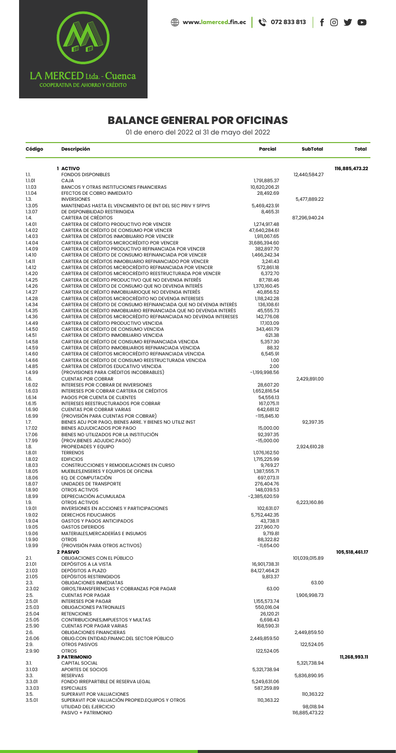LA MERCED Ltda. - Cuenca
COOPERATIVA DE AHORRO Y CRÉDITO

www.lamerced.fin.ec | 072 833 813

# BALANCE GENERAL POR OFICINAS

01 de enero del 2022 al 31 de mayo del 2022

| Código | Descripción | Parcial | SubTotal | Total |
|---|---|---|---|---|
| | **1 ACTIVO** | | | **116,885,473.22** |
| 1.1. | FONDOS DISPONIBLES | | 12,440,584.27 | |
| 1.1.01 | CAJA | 1,791,885.37 | | |
| 1.1.03 | BANCOS Y OTRAS INSTITUCIONES FINANCIERAS | 10,620,206.21 | | |
| 1.1.04 | EFECTOS DE COBRO INMEDIATO | 28,492.69 | | |
| 1.3. | INVERSIONES | | 5,477,889.22 | |
| 1.3.05 | MANTENIDAS HASTA EL VENCIMIENTO DE ENT DEL SEC PRIV Y SFPYS | 5,469,423.91 | | |
| 1.3.07 | DE DISPONIBILIDAD RESTRINGIDA | 8,465.31 | | |
| 1.4. | CARTERA DE CRÉDITOS | | 87,296,940.24 | |
| 1.4.01 | CARTERA DE CRÉDITO PRODUCTIVO POR VENCER | 1,274,917.48 | | |
| 1.4.02 | CARTERA DE CRÉDITO DE CONSUMO POR VENCER | 47,640,284.61 | | |
| 1.4.03 | CARTERA DE CRÉDITOS INMOBILIARIO POR VENCER | 1,911,067.65 | | |
| 1.4.04 | CARTERA DE CRÉDITOS MICROCRÉDITO POR VENCER | 31,686,394.60 | | |
| 1.4.09 | CARTERA DE CRÉDITO PRODUCTIVO REFINANCIADA POR VENCER | 382,897.70 | | |
| 1.4.10 | CARTERA DE CRÉDITO DE CONSUMO REFINANCIADA POR VENCER | 1,466,242.34 | | |
| 1.4.11 | CARTERA DE CRÉDITOS INMOBILIARIO REFINANCIADO POR VENCER | 3,241.43 | | |
| 1.4.12 | CARTERA DE CRÉDITOS MICROCRÉDITO REFINANCIADA POR VENCER | 572,861.18 | | |
| 1.4.20 | CARTERA DE CRÉDITOS MICROCRÉDITO REESTRUCTURADA POR VENCER | 6,372.70 | | |
| 1.4.25 | CARTERA DE CRÉDITO PRODUCTIVO QUE NO DEVENGA INTERÉS | 87,781.46 | | |
| 1.4.26 | CARTERA DE CRÉDITO DE CONSUMO QUE NO DEVENGA INTERÉS | 1,370,160.45 | | |
| 1.4.27 | CARTERA DE CRÉDITO INMOBILIARIOQUE NO DEVENGA INTERÉS | 40,856.52 | | |
| 1.4.28 | CARTERA DE CRÉDITOS MICROCRÉDITO NO DEVENGA INTERESES | 1,118,242.28 | | |
| 1.4.34 | CARTERA DE CRÉDITO DE CONSUMO REFINANCIADA QUE NO DEVENGA INTERÉS | 136,108.61 | | |
| 1.4.35 | CARTERA DE CRÉDITO INMOBILIARIO REFINANCIADA QUE NO DEVENGA INTERÉS | 45,555.73 | | |
| 1.4.36 | CARTERA DE CRÉDITOS MICROCRÉDITO REFINANCIADA NO DEVENGA INTERESES | 142,776.08 | | |
| 1.4.49 | CARTERA DE CRÉDITO PRODUCTIVO VENCIDA | 17,103.09 | | |
| 1.4.50 | CARTERA DE CRÉDITO DE CONSUMO VENCIDA | 343,461.79 | | |
| 1.4.51 | CARTERA DE CRÉDITO INMOBILIARIO VENCIDA | 621.38 | | |
| 1.4.58 | CARTERA DE CRÉDITO DE CONSUMO REFINANCIADA VENCIDA | 5,357.30 | | |
| 1.4.59 | CARTERA DE CRÉDITOS INMOBILIARIOS REFINANCIADA VENCIDA | 88.32 | | |
| 1.4.60 | CARTERA DE CRÉDITOS MICROCRÉDITO REFINANCIADA VENCIDA | 6,545.91 | | |
| 1.4.66 | CARTERA DE CRÉDITO DE CONSUMO REESTRUCTURADA VENCIDA | 1.00 | | |
| 1.4.85 | CARTERA DE CRÉDITOS EDUCATIVO VENCIDA | 2.00 | | |
| 1.4.99 | (PROVISIONES PARA CRÉDITOS INCOBRABLES) | -1,199,998.56 | | |
| 1.6. | CUENTAS POR COBRAR | | 2,429,891.00 | |
| 1.6.02 | INTERESES POR COBRAR DE INVERSIONES | 28,607.20 | | |
| 1.6.03 | INTERESES POR COBRAR CARTERA DE CRÉDITOS | 1,652,816.54 | | |
| 1.6.14 | PAGOS POR CUENTA DE CLIENTES | 54,556.13 | | |
| 1.6.15 | INTERESES REESTRUCTURADOS POR COBRAR | 167,075.11 | | |
| 1.6.90 | CUENTAS POR COBRAR VARIAS | 642,681.12 | | |
| 1.6.99 | (PROVISIÓN PARA CUENTAS POR COBRAR) | -115,845.10 | | |
| 1.7. | BIENES ADJ POR PAGO, BIENES ARRE. Y BIENES NO UTILIZ INST | | 92,397.35 | |
| 1.7.02 | BIENES ADJUDICADOS POR PAGO | 15,000.00 | | |
| 1.7.06 | BIENES NO UTILIZADOS POR LA INSTITUCIÓN | 92,397.35 | | |
| 1.7.99 | (PROV.BIENES .ADJUDIC.PAGO) | -15,000.00 | | |
| 1.8. | PROPIEDADES Y EQUIPO | | 2,924,610.28 | |
| 1.8.01 | TERRENOS | 1,076,162.50 | | |
| 1.8.02 | EDIFICIOS | 1,715,225.99 | | |
| 1.8.03 | CONSTRUCCIONES Y REMODELACIONES EN CURSO | 9,769.27 | | |
| 1.8.05 | MUEBLES,ENSERES Y EQUIPOS DE OFICINA | 1,387,555.71 | | |
| 1.8.06 | EQ. DE COMPUTACIÓN | 697,073.11 | | |
| 1.8.07 | UNIDADES DE TRANSPORTE | 276,404.76 | | |
| 1.8.90 | OTROS ACTIVOS | 148,039.53 | | |
| 1.8.99 | DEPRECIACIÓN ACUMULADA | -2,385,620.59 | | |
| 1.9. | OTROS ACTIVOS | | 6,223,160.86 | |
| 1.9.01 | INVERSIONES EN ACCIONES Y PARTICIPACIONES | 102,631.07 | | |
| 1.9.02 | DERECHOS FIDUCIARIOS | 5,752,442.35 | | |
| 1.9.04 | GASTOS Y PAGOS ANTICIPADOS | 43,738.11 | | |
| 1.9.05 | GASTOS DIFERIDOS | 237,960.70 | | |
| 1.9.06 | MATERIALES,MERCADERÍAS E INSUMOS | 9,719.81 | | |
| 1.9.90 | OTROS | 88,322.82 | | |
| 1.9.99 | (PROVISIÓN PARA OTROS ACTIVOS) | -11,654.00 | | |
| | **2 PASIVO** | | | **105,518,461.17** |
| 2.1. | OBLIGACIONES CON EL PÚBLICO | | 101,039,015.89 | |
| 2.1.01 | DEPÓSITOS A LA VISTA | 16,901,738.31 | | |
| 2.1.03 | DEPÓSITOS A PLAZO | 84,127,464.21 | | |
| 2.1.05 | DEPÓSITOS RESTRINGIDOS | 9,813.37 | | |
| 2.3. | OBLIGACIONES INMEDIATAS | | 63.00 | |
| 2.3.02 | GIROS,TRANSFERENCIAS Y COBRANZAS POR PAGAR | 63.00 | | |
| 2.5. | CUENTAS POR PAGAR | | 1,906,998.73 | |
| 2.5.01 | INTERESES POR PAGAR | 1,155,573.74 | | |
| 2.5.03 | OBLIGACIONES PATRONALES | 550,016.04 | | |
| 2.5.04 | RETENCIONES | 26,120.21 | | |
| 2.5.05 | CONTRIBUCIONES,IMPUESTOS Y MULTAS | 6,698.43 | | |
| 2.5.90 | CUENTAS POR PAGAR VARIAS | 168,590.31 | | |
| 2.6. | OBLIGACIONES FINANCIERAS | | 2,449,859.50 | |
| 2.6.06 | OBLIG.CON ENTIDAD.FINANC.DEL SECTOR PÚBLICO | 2,449,859.50 | | |
| 2.9. | OTROS PASIVOS | | 122,524.05 | |
| 2.9.90 | OTROS | 122,524.05 | | |
| | **3 PATRIMONIO** | | | **11,268,993.11** |
| 3.1. | CAPITAL SOCIAL | | 5,321,738.94 | |
| 3.1.03 | APORTES DE SOCIOS | 5,321,738.94 | | |
| 3.3. | RESERVAS | | 5,836,890.95 | |
| 3.3.01 | FONDO IRREPARTIBLE DE RESERVA LEGAL | 5,249,631.06 | | |
| 3.3.03 | ESPECIALES | 587,259.89 | | |
| 3.5. | SUPERAVIT POR VALUACIONES | | 110,363.22 | |
| 3.5.01 | SUPERAVIT POR VALUACIÓN PROPIED.EQUIPOS Y OTROS | 110,363.22 | | |
| | UTILIDAD DEL EJERCICIO | | 98,018.94 | |
| | PASIVO + PATRIMONIO | | 116,885,473.22 | |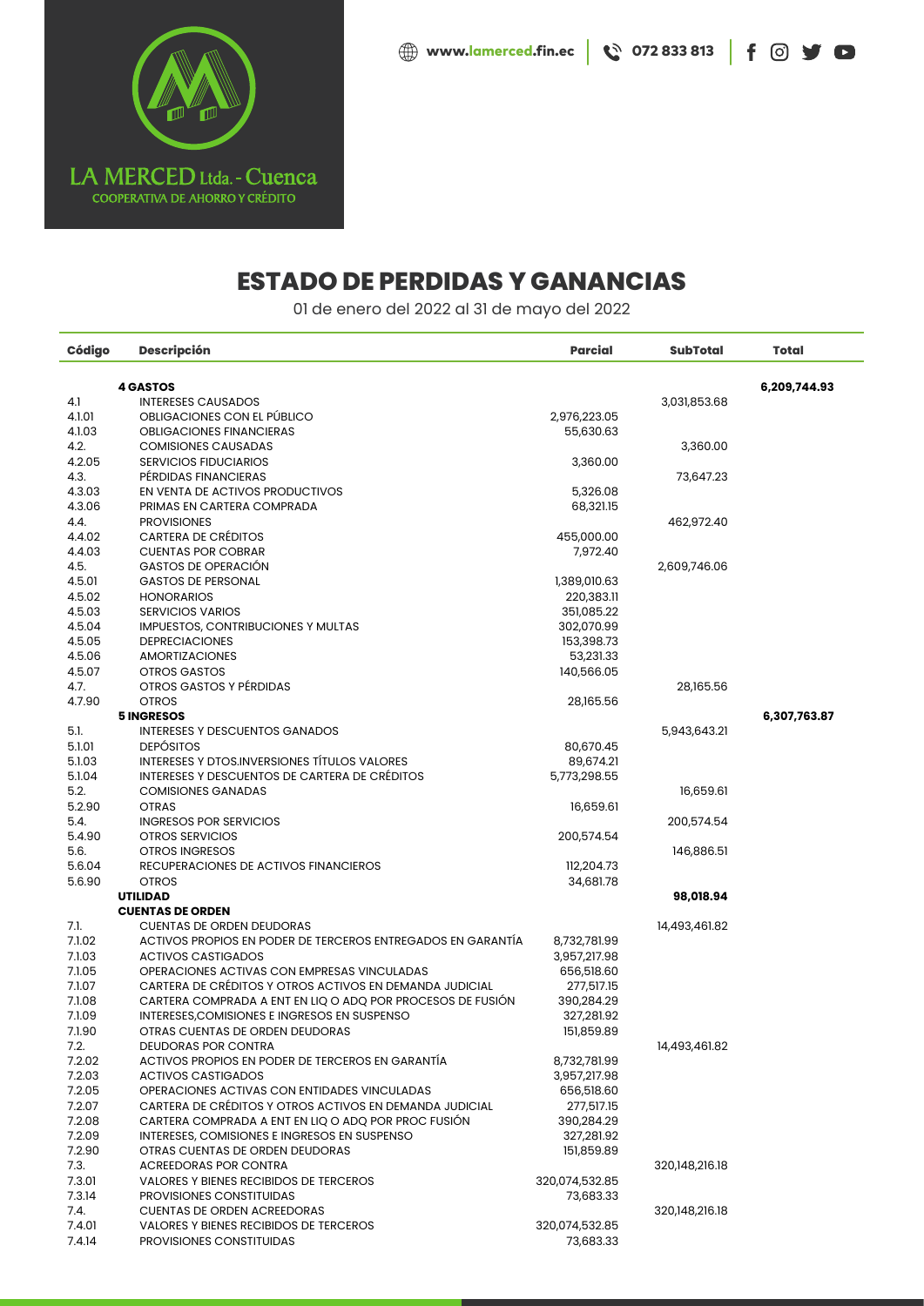LA MERCED Ltda. - Cuenca
COOPERATIVA DE AHORRO Y CRÉDITO

www.lamerced.fin.ec | 072 833 813

# ESTADO DE PERDIDAS Y GANANCIAS

01 de enero del 2022 al 31 de mayo del 2022

| Código | Descripción | Parcial | SubTotal | Total |
|---|---|---|---|---|
| | **4 GASTOS** | | | **6,209,744.93** |
| 4.1 | INTERESES CAUSADOS | | 3,031,853.68 | |
| 4.1.01 | OBLIGACIONES CON EL PÚBLICO | 2,976,223.05 | | |
| 4.1.03 | OBLIGACIONES FINANCIERAS | 55,630.63 | | |
| 4.2. | COMISIONES CAUSADAS | | 3,360.00 | |
| 4.2.05 | SERVICIOS FIDUCIARIOS | 3,360.00 | | |
| 4.3. | PÉRDIDAS FINANCIERAS | | 73,647.23 | |
| 4.3.03 | EN VENTA DE ACTIVOS PRODUCTIVOS | 5,326.08 | | |
| 4.3.06 | PRIMAS EN CARTERA COMPRADA | 68,321.15 | | |
| 4.4. | PROVISIONES | | 462,972.40 | |
| 4.4.02 | CARTERA DE CRÉDITOS | 455,000.00 | | |
| 4.4.03 | CUENTAS POR COBRAR | 7,972.40 | | |
| 4.5. | GASTOS DE OPERACIÓN | | 2,609,746.06 | |
| 4.5.01 | GASTOS DE PERSONAL | 1,389,010.63 | | |
| 4.5.02 | HONORARIOS | 220,383.11 | | |
| 4.5.03 | SERVICIOS VARIOS | 351,085.22 | | |
| 4.5.04 | IMPUESTOS, CONTRIBUCIONES Y MULTAS | 302,070.99 | | |
| 4.5.05 | DEPRECIACIONES | 153,398.73 | | |
| 4.5.06 | AMORTIZACIONES | 53,231.33 | | |
| 4.5.07 | OTROS GASTOS | 140,566.05 | | |
| 4.7. | OTROS GASTOS Y PÉRDIDAS | | 28,165.56 | |
| 4.7.90 | OTROS | 28,165.56 | | |
| | **5 INGRESOS** | | | **6,307,763.87** |
| 5.1. | INTERESES Y DESCUENTOS GANADOS | | 5,943,643.21 | |
| 5.1.01 | DEPÓSITOS | 80,670.45 | | |
| 5.1.03 | INTERESES Y DTOS.INVERSIONES TÍTULOS VALORES | 89,674.21 | | |
| 5.1.04 | INTERESES Y DESCUENTOS DE CARTERA DE CRÉDITOS | 5,773,298.55 | | |
| 5.2. | COMISIONES GANADAS | | 16,659.61 | |
| 5.2.90 | OTRAS | 16,659.61 | | |
| 5.4. | INGRESOS POR SERVICIOS | | 200,574.54 | |
| 5.4.90 | OTROS SERVICIOS | 200,574.54 | | |
| 5.6. | OTROS INGRESOS | | 146,886.51 | |
| 5.6.04 | RECUPERACIONES DE ACTIVOS FINANCIEROS | 112,204.73 | | |
| 5.6.90 | OTROS | 34,681.78 | | |
| | **UTILIDAD** | | **98,018.94** | |
| | **CUENTAS DE ORDEN** | | | |
| 7.1. | CUENTAS DE ORDEN DEUDORAS | | 14,493,461.82 | |
| 7.1.02 | ACTIVOS PROPIOS EN PODER DE TERCEROS ENTREGADOS EN GARANTÍA | 8,732,781.99 | | |
| 7.1.03 | ACTIVOS CASTIGADOS | 3,957,217.98 | | |
| 7.1.05 | OPERACIONES ACTIVAS CON EMPRESAS VINCULADAS | 656,518.60 | | |
| 7.1.07 | CARTERA DE CRÉDITOS Y OTROS ACTIVOS EN DEMANDA JUDICIAL | 277,517.15 | | |
| 7.1.08 | CARTERA COMPRADA A ENT EN LIQ O ADQ POR PROCESOS DE FUSIÓN | 390,284.29 | | |
| 7.1.09 | INTERESES,COMISIONES E INGRESOS EN SUSPENSO | 327,281.92 | | |
| 7.1.90 | OTRAS CUENTAS DE ORDEN DEUDORAS | 151,859.89 | | |
| 7.2. | DEUDORAS POR CONTRA | | 14,493,461.82 | |
| 7.2.02 | ACTIVOS PROPIOS EN PODER DE TERCEROS EN GARANTÍA | 8,732,781.99 | | |
| 7.2.03 | ACTIVOS CASTIGADOS | 3,957,217.98 | | |
| 7.2.05 | OPERACIONES ACTIVAS CON ENTIDADES VINCULADAS | 656,518.60 | | |
| 7.2.07 | CARTERA DE CRÉDITOS Y OTROS ACTIVOS EN DEMANDA JUDICIAL | 277,517.15 | | |
| 7.2.08 | CARTERA COMPRADA A ENT EN LIQ O ADQ POR PROC FUSIÓN | 390,284.29 | | |
| 7.2.09 | INTERESES, COMISIONES E INGRESOS EN SUSPENSO | 327,281.92 | | |
| 7.2.90 | OTRAS CUENTAS DE ORDEN DEUDORAS | 151,859.89 | | |
| 7.3. | ACREEDORAS POR CONTRA | | 320,148,216.18 | |
| 7.3.01 | VALORES Y BIENES RECIBIDOS DE TERCEROS | 320,074,532.85 | | |
| 7.3.14 | PROVISIONES CONSTITUIDAS | 73,683.33 | | |
| 7.4. | CUENTAS DE ORDEN ACREEDORAS | | 320,148,216.18 | |
| 7.4.01 | VALORES Y BIENES RECIBIDOS DE TERCEROS | 320,074,532.85 | | |
| 7.4.14 | PROVISIONES CONSTITUIDAS | 73,683.33 | | |